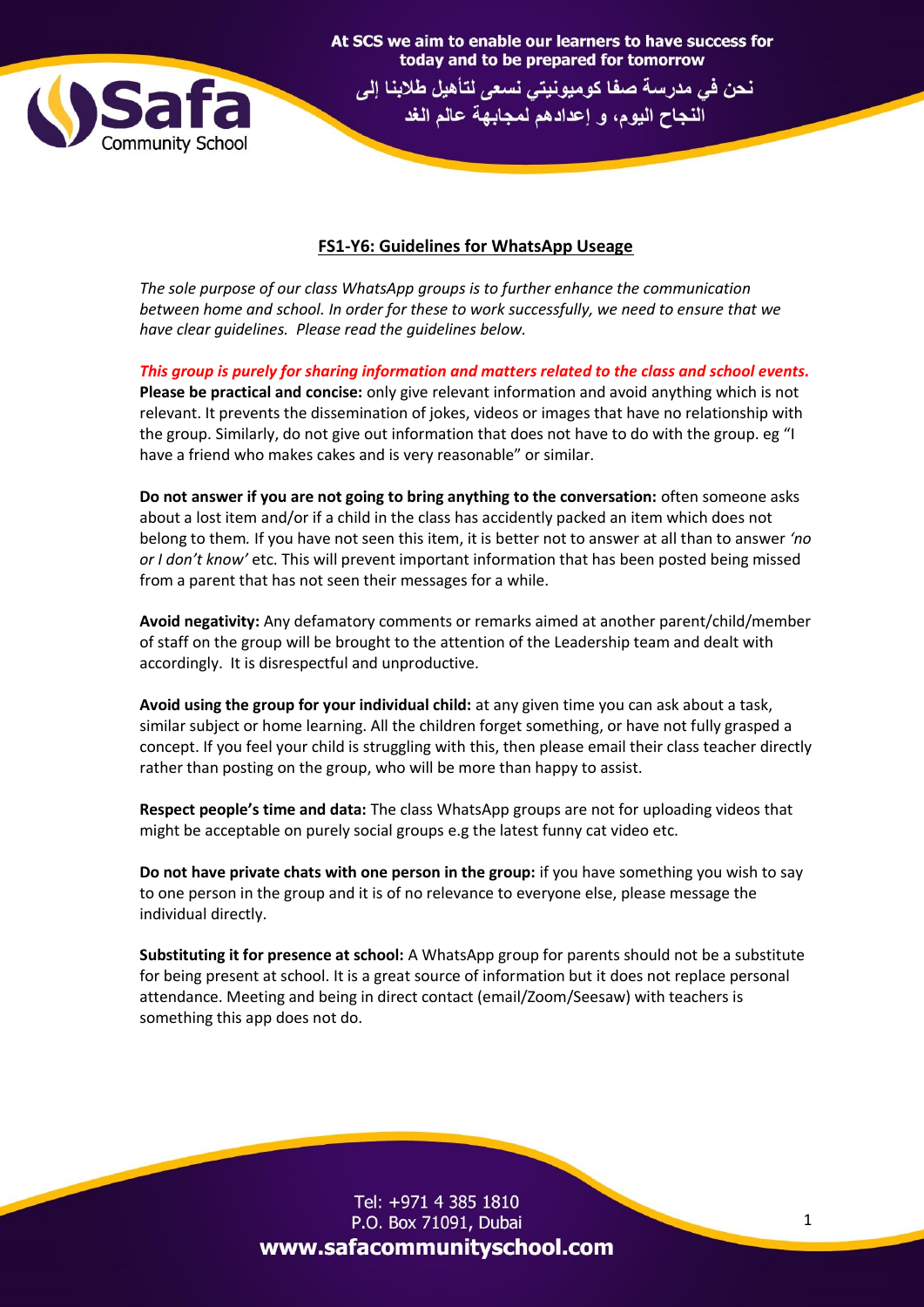## FS1-Y6: Guidelines for WhatsApp Useage

*The sole purpose of our class WhatsApp groups is to further enhance the communication between home and school. In order for these to work successfully, we need to ensure that we have clear guidelines. Please read the guidelines below.*

***This group is purely for sharing information and matters related to the class and school events.***

**Please be practical and concise:** only give relevant information and avoid anything which is not relevant. It prevents the dissemination of jokes, videos or images that have no relationship with the group. Similarly, do not give out information that does not have to do with the group. eg "I have a friend who makes cakes and is very reasonable" or similar.

**Do not answer if you are not going to bring anything to the conversation:** often someone asks about a lost item and/or if a child in the class has accidently packed an item which does not belong to them*.* If you have not seen this item, it is better not to answer at all than to answer *'no or I don't know'* etc. This will prevent important information that has been posted being missed from a parent that has not seen their messages for a while.

**Avoid negativity:** Any defamatory comments or remarks aimed at another parent/child/member of staff on the group will be brought to the attention of the Leadership team and dealt with accordingly. It is disrespectful and unproductive.

**Avoid using the group for your individual child:** at any given time you can ask about a task, similar subject or home learning. All the children forget something, or have not fully grasped a concept. If you feel your child is struggling with this, then please email their class teacher directly rather than posting on the group, who will be more than happy to assist.

**Respect people's time and data:** The class WhatsApp groups are not for uploading videos that might be acceptable on purely social groups e.g the latest funny cat video etc.

**Do not have private chats with one person in the group:** if you have something you wish to say to one person in the group and it is of no relevance to everyone else, please message the individual directly.

**Substituting it for presence at school:** A WhatsApp group for parents should not be a substitute for being present at school. It is a great source of information but it does not replace personal attendance. Meeting and being in direct contact (email/Zoom/Seesaw) with teachers is something this app does not do.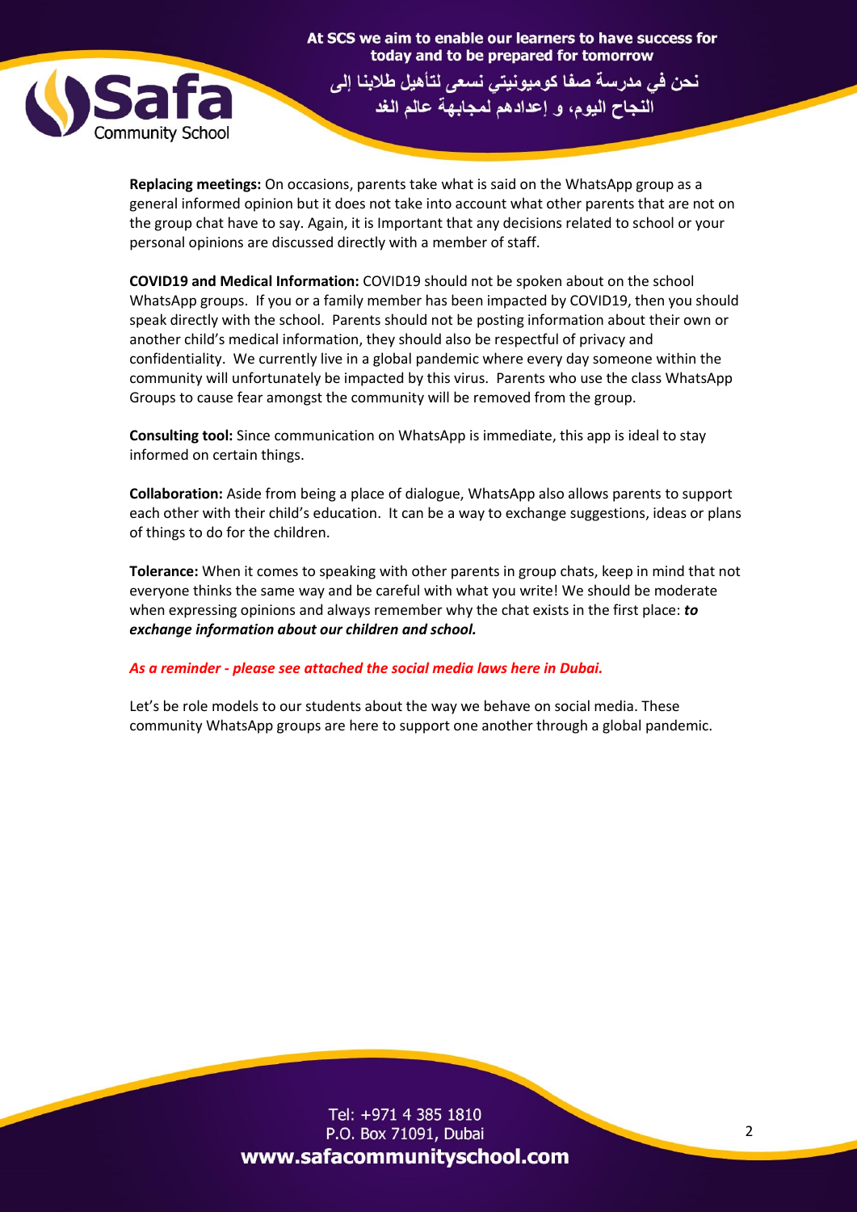**Replacing meetings:** On occasions, parents take what is said on the WhatsApp group as a general informed opinion but it does not take into account what other parents that are not on the group chat have to say. Again, it is Important that any decisions related to school or your personal opinions are discussed directly with a member of staff.

**COVID19 and Medical Information:** COVID19 should not be spoken about on the school WhatsApp groups. If you or a family member has been impacted by COVID19, then you should speak directly with the school. Parents should not be posting information about their own or another child's medical information, they should also be respectful of privacy and confidentiality. We currently live in a global pandemic where every day someone within the community will unfortunately be impacted by this virus. Parents who use the class WhatsApp Groups to cause fear amongst the community will be removed from the group.

**Consulting tool:** Since communication on WhatsApp is immediate, this app is ideal to stay informed on certain things.

**Collaboration:** Aside from being a place of dialogue, WhatsApp also allows parents to support each other with their child's education. It can be a way to exchange suggestions, ideas or plans of things to do for the children.

**Tolerance:** When it comes to speaking with other parents in group chats, keep in mind that not everyone thinks the same way and be careful with what you write! We should be moderate when expressing opinions and always remember why the chat exists in the first place: ***to exchange information about our children and school.***

*As a reminder - please see attached the social media laws here in Dubai.*

Let's be role models to our students about the way we behave on social media. These community WhatsApp groups are here to support one another through a global pandemic.